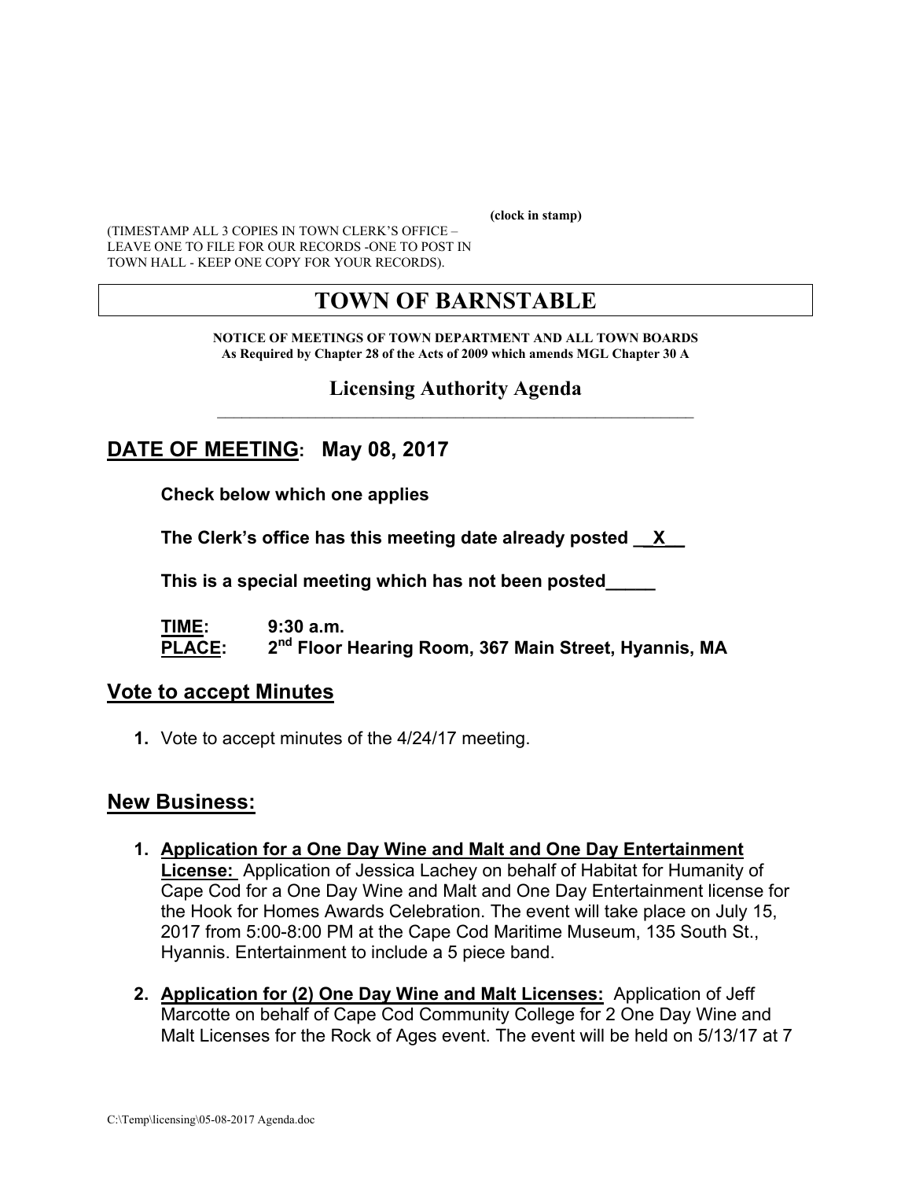(clock in stamp)

(TIMESTAMP ALL 3 COPIES IN TOWN CLERK'S OFFICE – LEAVE ONE TO FILE FOR OUR RECORDS -ONE TO POST IN TOWN HALL - KEEP ONE COPY FOR YOUR RECORDS).

# TOWN OF BARNSTABLE

**NOTICE OF MEETINGS OF TOWN DEPARTMENT AND ALL TOWN BOARDS**
**As Required by Chapter 28 of the Acts of 2009 which amends MGL Chapter 30 A**

## Licensing Authority Agenda

## DATE OF MEETING: May 08, 2017

**Check below which one applies**

**The Clerk's office has this meeting date already posted \_\_X\_\_**

**This is a special meeting which has not been posted\_\_\_\_\_**

**TIME:** 9:30 a.m.
**PLACE:** 2nd Floor Hearing Room, 367 Main Street, Hyannis, MA

## Vote to accept Minutes

1. Vote to accept minutes of the 4/24/17 meeting.

## New Business:

1. **Application for a One Day Wine and Malt and One Day Entertainment License:** Application of Jessica Lachey on behalf of Habitat for Humanity of Cape Cod for a One Day Wine and Malt and One Day Entertainment license for the Hook for Homes Awards Celebration. The event will take place on July 15, 2017 from 5:00-8:00 PM at the Cape Cod Maritime Museum, 135 South St., Hyannis. Entertainment to include a 5 piece band.

2. **Application for (2) One Day Wine and Malt Licenses:** Application of Jeff Marcotte on behalf of Cape Cod Community College for 2 One Day Wine and Malt Licenses for the Rock of Ages event. The event will be held on 5/13/17 at 7

C:\Temp\licensing\05-08-2017 Agenda.doc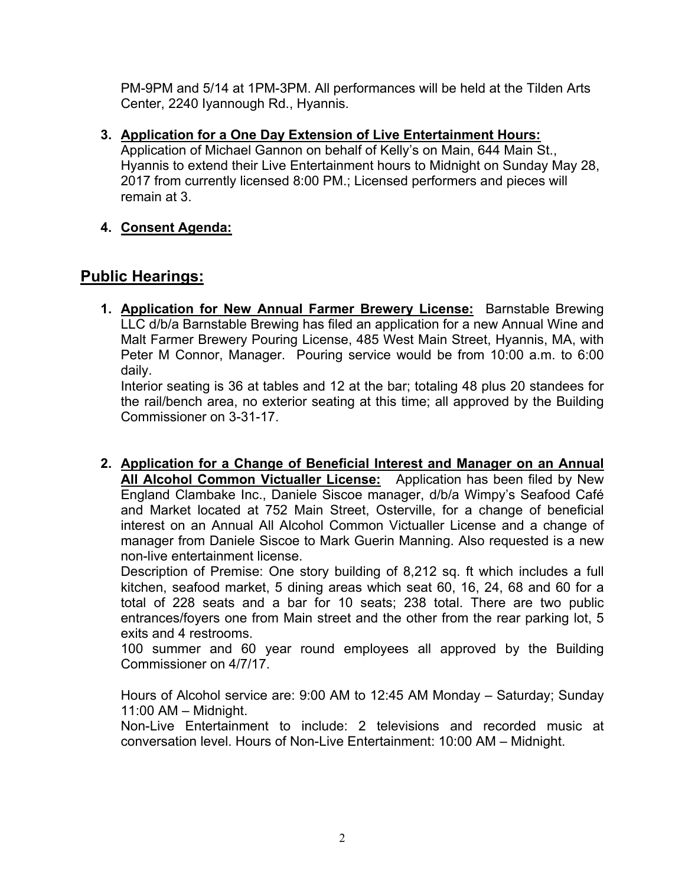PM-9PM and 5/14 at 1PM-3PM. All performances will be held at the Tilden Arts Center, 2240 Iyannough Rd., Hyannis.

3. **Application for a One Day Extension of Live Entertainment Hours:** Application of Michael Gannon on behalf of Kelly's on Main, 644 Main St., Hyannis to extend their Live Entertainment hours to Midnight on Sunday May 28, 2017 from currently licensed 8:00 PM.; Licensed performers and pieces will remain at 3.

4. **Consent Agenda:**

## Public Hearings:

1. **Application for New Annual Farmer Brewery License:** Barnstable Brewing LLC d/b/a Barnstable Brewing has filed an application for a new Annual Wine and Malt Farmer Brewery Pouring License, 485 West Main Street, Hyannis, MA, with Peter M Connor, Manager. Pouring service would be from 10:00 a.m. to 6:00 daily.

   Interior seating is 36 at tables and 12 at the bar; totaling 48 plus 20 standees for the rail/bench area, no exterior seating at this time; all approved by the Building Commissioner on 3-31-17.

2. **Application for a Change of Beneficial Interest and Manager on an Annual All Alcohol Common Victualler License:** Application has been filed by New England Clambake Inc., Daniele Siscoe manager, d/b/a Wimpy's Seafood Café and Market located at 752 Main Street, Osterville, for a change of beneficial interest on an Annual All Alcohol Common Victualler License and a change of manager from Daniele Siscoe to Mark Guerin Manning. Also requested is a new non-live entertainment license.

   Description of Premise: One story building of 8,212 sq. ft which includes a full kitchen, seafood market, 5 dining areas which seat 60, 16, 24, 68 and 60 for a total of 228 seats and a bar for 10 seats; 238 total. There are two public entrances/foyers one from Main street and the other from the rear parking lot, 5 exits and 4 restrooms.

   100 summer and 60 year round employees all approved by the Building Commissioner on 4/7/17.

   Hours of Alcohol service are: 9:00 AM to 12:45 AM Monday – Saturday; Sunday 11:00 AM – Midnight.

   Non-Live Entertainment to include: 2 televisions and recorded music at conversation level. Hours of Non-Live Entertainment: 10:00 AM – Midnight.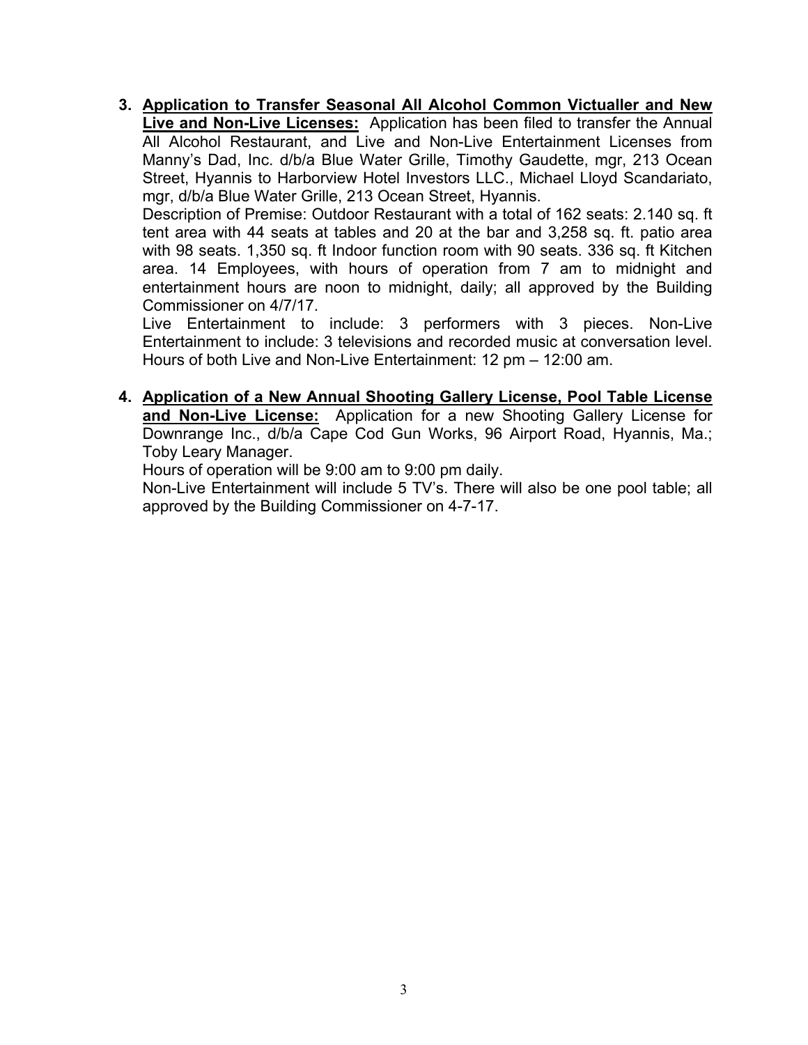3. **<u>Application to Transfer Seasonal All Alcohol Common Victualler and New Live and Non-Live Licenses:</u>** Application has been filed to transfer the Annual All Alcohol Restaurant, and Live and Non-Live Entertainment Licenses from Manny's Dad, Inc. d/b/a Blue Water Grille, Timothy Gaudette, mgr, 213 Ocean Street, Hyannis to Harborview Hotel Investors LLC., Michael Lloyd Scandariato, mgr, d/b/a Blue Water Grille, 213 Ocean Street, Hyannis.

   Description of Premise: Outdoor Restaurant with a total of 162 seats: 2.140 sq. ft tent area with 44 seats at tables and 20 at the bar and 3,258 sq. ft. patio area with 98 seats. 1,350 sq. ft Indoor function room with 90 seats. 336 sq. ft Kitchen area. 14 Employees, with hours of operation from 7 am to midnight and entertainment hours are noon to midnight, daily; all approved by the Building Commissioner on 4/7/17.

   Live Entertainment to include: 3 performers with 3 pieces. Non-Live Entertainment to include: 3 televisions and recorded music at conversation level. Hours of both Live and Non-Live Entertainment: 12 pm – 12:00 am.

4. **<u>Application of a New Annual Shooting Gallery License, Pool Table License and Non-Live License:</u>** Application for a new Shooting Gallery License for Downrange Inc., d/b/a Cape Cod Gun Works, 96 Airport Road, Hyannis, Ma.; Toby Leary Manager.

   Hours of operation will be 9:00 am to 9:00 pm daily.

   Non-Live Entertainment will include 5 TV's. There will also be one pool table; all approved by the Building Commissioner on 4-7-17.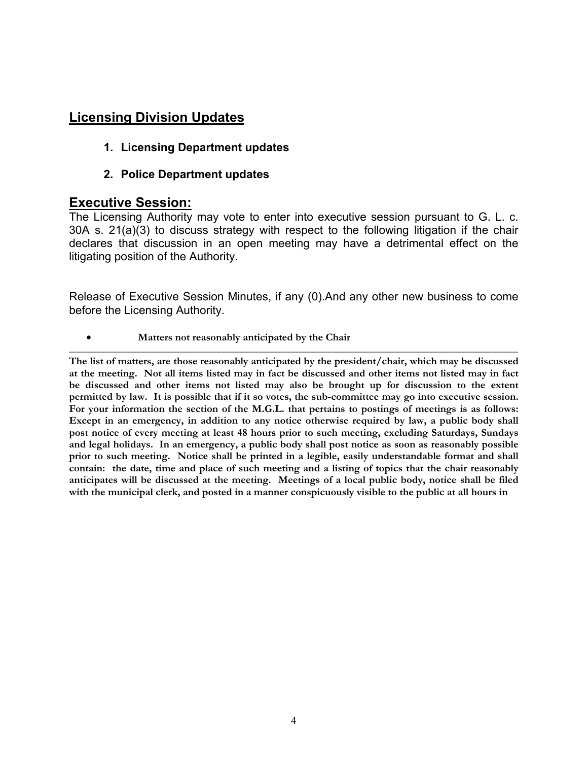## Licensing Division Updates

1. **Licensing Department updates**

2. **Police Department updates**

## Executive Session:

The Licensing Authority may vote to enter into executive session pursuant to G. L. c. 30A s. 21(a)(3) to discuss strategy with respect to the following litigation if the chair declares that discussion in an open meeting may have a detrimental effect on the litigating position of the Authority.

Release of Executive Session Minutes, if any (0).And any other new business to come before the Licensing Authority.

- **Matters not reasonably anticipated by the Chair**

---

**The list of matters, are those reasonably anticipated by the president/chair, which may be discussed at the meeting. Not all items listed may in fact be discussed and other items not listed may in fact be discussed and other items not listed may also be brought up for discussion to the extent permitted by law. It is possible that if it so votes, the sub-committee may go into executive session. For your information the section of the M.G.L. that pertains to postings of meetings is as follows: Except in an emergency, in addition to any notice otherwise required by law, a public body shall post notice of every meeting at least 48 hours prior to such meeting, excluding Saturdays, Sundays and legal holidays. In an emergency, a public body shall post notice as soon as reasonably possible prior to such meeting. Notice shall be printed in a legible, easily understandable format and shall contain: the date, time and place of such meeting and a listing of topics that the chair reasonably anticipates will be discussed at the meeting. Meetings of a local public body, notice shall be filed with the municipal clerk, and posted in a manner conspicuously visible to the public at all hours in**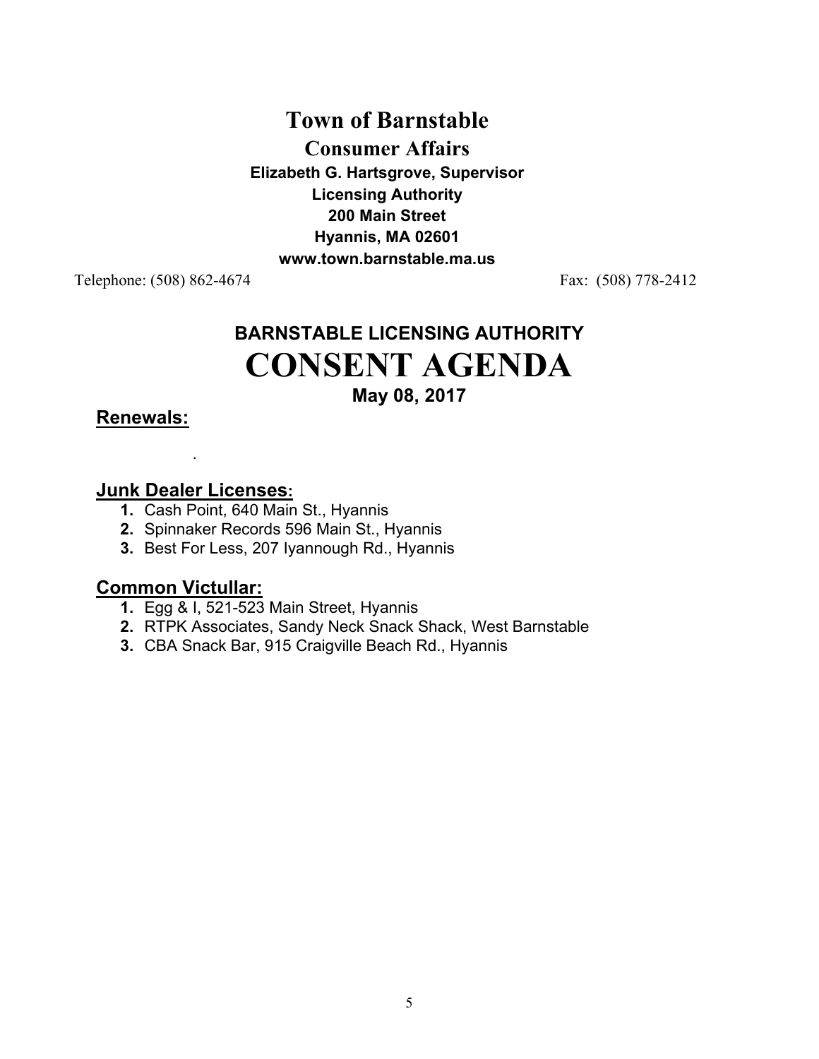# Town of Barnstable

## Consumer Affairs

**Elizabeth G. Hartsgrove, Supervisor**
**Licensing Authority**
**200 Main Street**
**Hyannis, MA 02601**
**www.town.barnstable.ma.us**

Telephone: (508) 862-4674 Fax: (508) 778-2412

## BARNSTABLE LICENSING AUTHORITY

# CONSENT AGENDA

**May 08, 2017**

### Renewals:

.

### Junk Dealer Licenses:

1. Cash Point, 640 Main St., Hyannis
2. Spinnaker Records 596 Main St., Hyannis
3. Best For Less, 207 Iyannough Rd., Hyannis

### Common Victullar:

1. Egg & I, 521-523 Main Street, Hyannis
2. RTPK Associates, Sandy Neck Snack Shack, West Barnstable
3. CBA Snack Bar, 915 Craigville Beach Rd., Hyannis